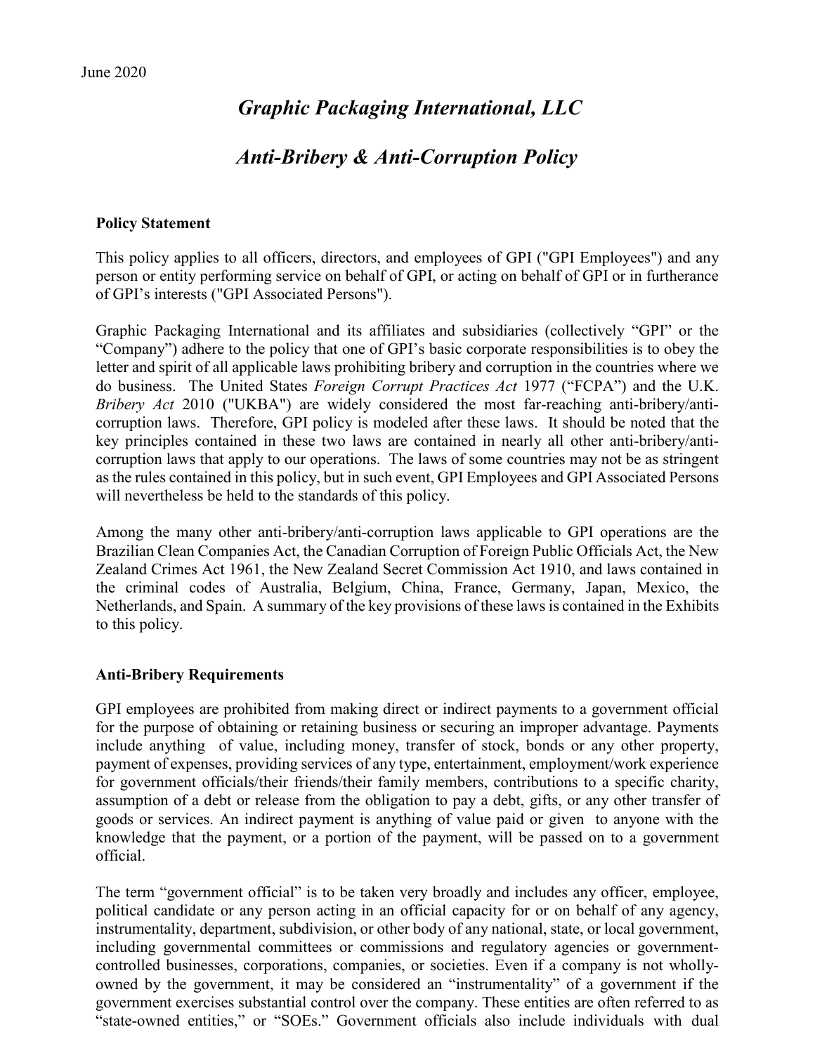June 2020

# *Graphic Packaging International, LLC*

# *Anti-Bribery & Anti-Corruption Policy*

**Policy Statement**

This policy applies to all officers, directors, and employees of GPI ("GPI Employees") and any person or entity performing service on behalf of GPI, or acting on behalf of GPI or in furtherance of GPI's interests ("GPI Associated Persons").

Graphic Packaging International and its affiliates and subsidiaries (collectively "GPI" or the "Company") adhere to the policy that one of GPI's basic corporate responsibilities is to obey the letter and spirit of all applicable laws prohibiting bribery and corruption in the countries where we do business. The United States *Foreign Corrupt Practices Act* 1977 ("FCPA") and the U.K. *Bribery Act* 2010 ("UKBA") are widely considered the most far-reaching anti-bribery/anti-corruption laws. Therefore, GPI policy is modeled after these laws. It should be noted that the key principles contained in these two laws are contained in nearly all other anti-bribery/anti-corruption laws that apply to our operations. The laws of some countries may not be as stringent as the rules contained in this policy, but in such event, GPI Employees and GPI Associated Persons will nevertheless be held to the standards of this policy.

Among the many other anti-bribery/anti-corruption laws applicable to GPI operations are the Brazilian Clean Companies Act, the Canadian Corruption of Foreign Public Officials Act, the New Zealand Crimes Act 1961, the New Zealand Secret Commission Act 1910, and laws contained in the criminal codes of Australia, Belgium, China, France, Germany, Japan, Mexico, the Netherlands, and Spain. A summary of the key provisions of these laws is contained in the Exhibits to this policy.

**Anti-Bribery Requirements**

GPI employees are prohibited from making direct or indirect payments to a government official for the purpose of obtaining or retaining business or securing an improper advantage. Payments include anything of value, including money, transfer of stock, bonds or any other property, payment of expenses, providing services of any type, entertainment, employment/work experience for government officials/their friends/their family members, contributions to a specific charity, assumption of a debt or release from the obligation to pay a debt, gifts, or any other transfer of goods or services. An indirect payment is anything of value paid or given to anyone with the knowledge that the payment, or a portion of the payment, will be passed on to a government official.

The term "government official" is to be taken very broadly and includes any officer, employee, political candidate or any person acting in an official capacity for or on behalf of any agency, instrumentality, department, subdivision, or other body of any national, state, or local government, including governmental committees or commissions and regulatory agencies or government-controlled businesses, corporations, companies, or societies. Even if a company is not wholly-owned by the government, it may be considered an "instrumentality" of a government if the government exercises substantial control over the company. These entities are often referred to as "state-owned entities," or "SOEs." Government officials also include individuals with dual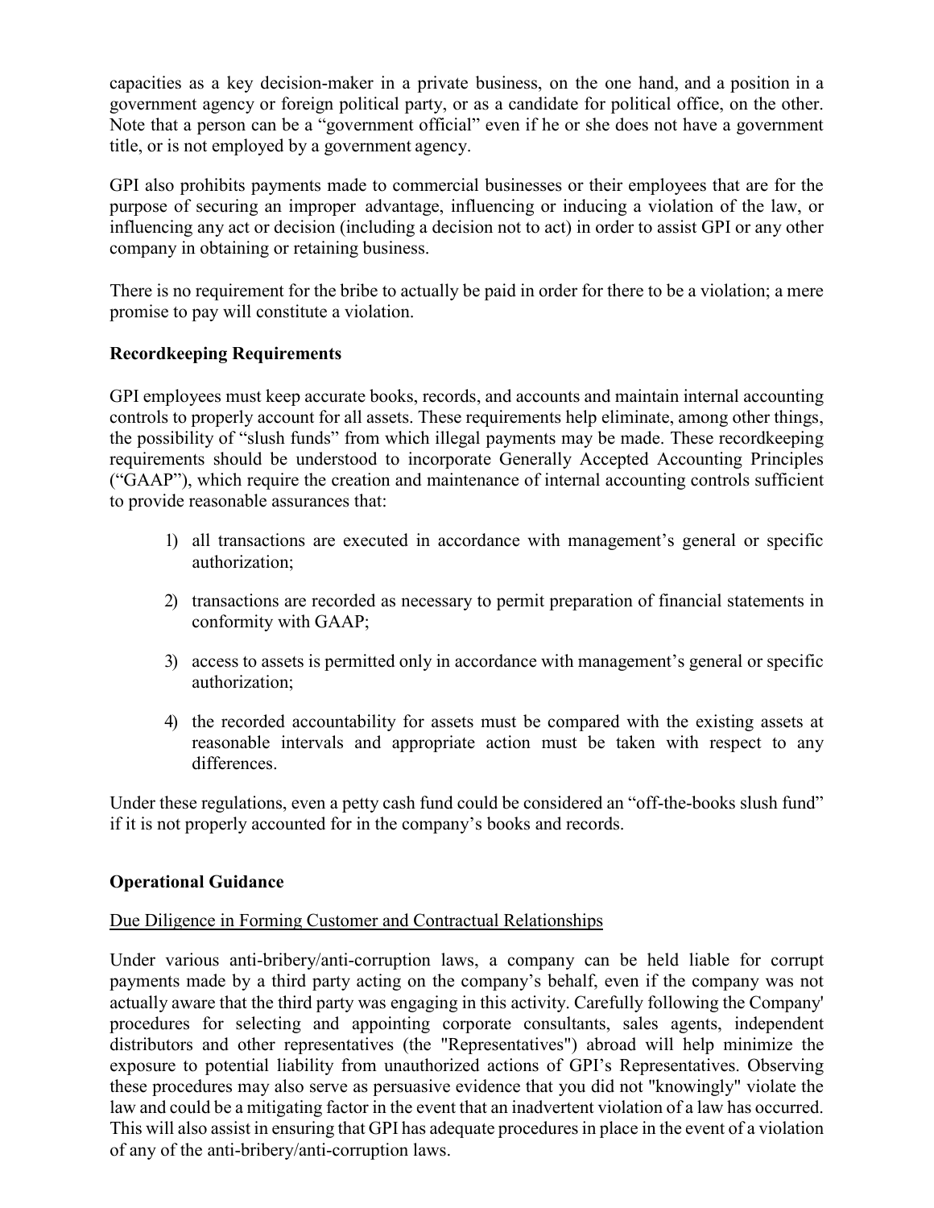capacities as a key decision-maker in a private business, on the one hand, and a position in a government agency or foreign political party, or as a candidate for political office, on the other. Note that a person can be a "government official" even if he or she does not have a government title, or is not employed by a government agency.

GPI also prohibits payments made to commercial businesses or their employees that are for the purpose of securing an improper advantage, influencing or inducing a violation of the law, or influencing any act or decision (including a decision not to act) in order to assist GPI or any other company in obtaining or retaining business.

There is no requirement for the bribe to actually be paid in order for there to be a violation; a mere promise to pay will constitute a violation.

**Recordkeeping Requirements**

GPI employees must keep accurate books, records, and accounts and maintain internal accounting controls to properly account for all assets. These requirements help eliminate, among other things, the possibility of "slush funds" from which illegal payments may be made. These recordkeeping requirements should be understood to incorporate Generally Accepted Accounting Principles ("GAAP"), which require the creation and maintenance of internal accounting controls sufficient to provide reasonable assurances that:

1) all transactions are executed in accordance with management's general or specific authorization;

2) transactions are recorded as necessary to permit preparation of financial statements in conformity with GAAP;

3) access to assets is permitted only in accordance with management's general or specific authorization;

4) the recorded accountability for assets must be compared with the existing assets at reasonable intervals and appropriate action must be taken with respect to any differences.

Under these regulations, even a petty cash fund could be considered an "off-the-books slush fund" if it is not properly accounted for in the company's books and records.

**Operational Guidance**

Due Diligence in Forming Customer and Contractual Relationships

Under various anti-bribery/anti-corruption laws, a company can be held liable for corrupt payments made by a third party acting on the company's behalf, even if the company was not actually aware that the third party was engaging in this activity. Carefully following the Company' procedures for selecting and appointing corporate consultants, sales agents, independent distributors and other representatives (the "Representatives") abroad will help minimize the exposure to potential liability from unauthorized actions of GPI's Representatives. Observing these procedures may also serve as persuasive evidence that you did not "knowingly" violate the law and could be a mitigating factor in the event that an inadvertent violation of a law has occurred. This will also assist in ensuring that GPI has adequate procedures in place in the event of a violation of any of the anti-bribery/anti-corruption laws.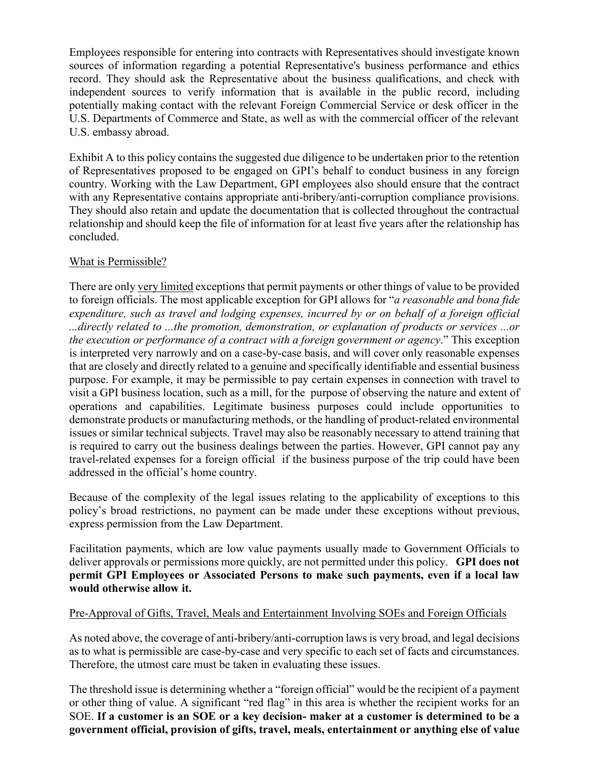Employees responsible for entering into contracts with Representatives should investigate known sources of information regarding a potential Representative's business performance and ethics record. They should ask the Representative about the business qualifications, and check with independent sources to verify information that is available in the public record, including potentially making contact with the relevant Foreign Commercial Service or desk officer in the U.S. Departments of Commerce and State, as well as with the commercial officer of the relevant U.S. embassy abroad.

Exhibit A to this policy contains the suggested due diligence to be undertaken prior to the retention of Representatives proposed to be engaged on GPI's behalf to conduct business in any foreign country. Working with the Law Department, GPI employees also should ensure that the contract with any Representative contains appropriate anti-bribery/anti-corruption compliance provisions. They should also retain and update the documentation that is collected throughout the contractual relationship and should keep the file of information for at least five years after the relationship has concluded.

What is Permissible?

There are only very limited exceptions that permit payments or other things of value to be provided to foreign officials. The most applicable exception for GPI allows for "*a reasonable and bona fide expenditure, such as travel and lodging expenses, incurred by or on behalf of a foreign official ...directly related to ...the promotion, demonstration, or explanation of products or services ...or the execution or performance of a contract with a foreign government or agency*." This exception is interpreted very narrowly and on a case-by-case basis, and will cover only reasonable expenses that are closely and directly related to a genuine and specifically identifiable and essential business purpose. For example, it may be permissible to pay certain expenses in connection with travel to visit a GPI business location, such as a mill, for the purpose of observing the nature and extent of operations and capabilities. Legitimate business purposes could include opportunities to demonstrate products or manufacturing methods, or the handling of product-related environmental issues or similar technical subjects. Travel may also be reasonably necessary to attend training that is required to carry out the business dealings between the parties. However, GPI cannot pay any travel-related expenses for a foreign official if the business purpose of the trip could have been addressed in the official's home country.

Because of the complexity of the legal issues relating to the applicability of exceptions to this policy's broad restrictions, no payment can be made under these exceptions without previous, express permission from the Law Department.

Facilitation payments, which are low value payments usually made to Government Officials to deliver approvals or permissions more quickly, are not permitted under this policy. **GPI does not permit GPI Employees or Associated Persons to make such payments, even if a local law would otherwise allow it.**

Pre-Approval of Gifts, Travel, Meals and Entertainment Involving SOEs and Foreign Officials

As noted above, the coverage of anti-bribery/anti-corruption laws is very broad, and legal decisions as to what is permissible are case-by-case and very specific to each set of facts and circumstances. Therefore, the utmost care must be taken in evaluating these issues.

The threshold issue is determining whether a "foreign official" would be the recipient of a payment or other thing of value. A significant "red flag" in this area is whether the recipient works for an SOE. **If a customer is an SOE or a key decision- maker at a customer is determined to be a government official, provision of gifts, travel, meals, entertainment or anything else of value**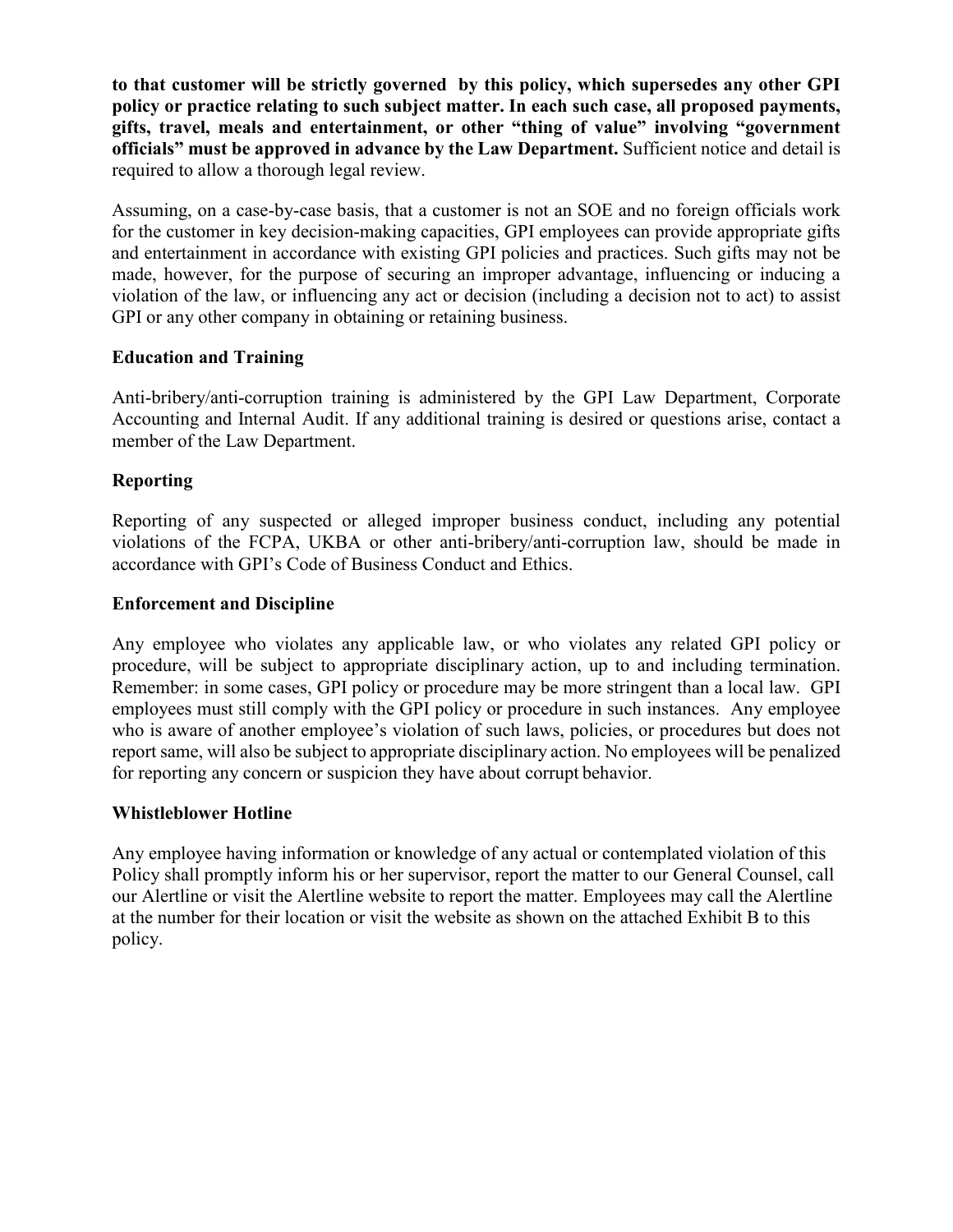**to that customer will be strictly governed by this policy, which supersedes any other GPI policy or practice relating to such subject matter. In each such case, all proposed payments, gifts, travel, meals and entertainment, or other "thing of value" involving "government officials" must be approved in advance by the Law Department.** Sufficient notice and detail is required to allow a thorough legal review.

Assuming, on a case-by-case basis, that a customer is not an SOE and no foreign officials work for the customer in key decision-making capacities, GPI employees can provide appropriate gifts and entertainment in accordance with existing GPI policies and practices. Such gifts may not be made, however, for the purpose of securing an improper advantage, influencing or inducing a violation of the law, or influencing any act or decision (including a decision not to act) to assist GPI or any other company in obtaining or retaining business.

### Education and Training

Anti-bribery/anti-corruption training is administered by the GPI Law Department, Corporate Accounting and Internal Audit. If any additional training is desired or questions arise, contact a member of the Law Department.

### Reporting

Reporting of any suspected or alleged improper business conduct, including any potential violations of the FCPA, UKBA or other anti-bribery/anti-corruption law, should be made in accordance with GPI's Code of Business Conduct and Ethics.

### Enforcement and Discipline

Any employee who violates any applicable law, or who violates any related GPI policy or procedure, will be subject to appropriate disciplinary action, up to and including termination. Remember: in some cases, GPI policy or procedure may be more stringent than a local law. GPI employees must still comply with the GPI policy or procedure in such instances. Any employee who is aware of another employee's violation of such laws, policies, or procedures but does not report same, will also be subject to appropriate disciplinary action. No employees will be penalized for reporting any concern or suspicion they have about corrupt behavior.

### Whistleblower Hotline

Any employee having information or knowledge of any actual or contemplated violation of this Policy shall promptly inform his or her supervisor, report the matter to our General Counsel, call our Alertline or visit the Alertline website to report the matter. Employees may call the Alertline at the number for their location or visit the website as shown on the attached Exhibit B to this policy.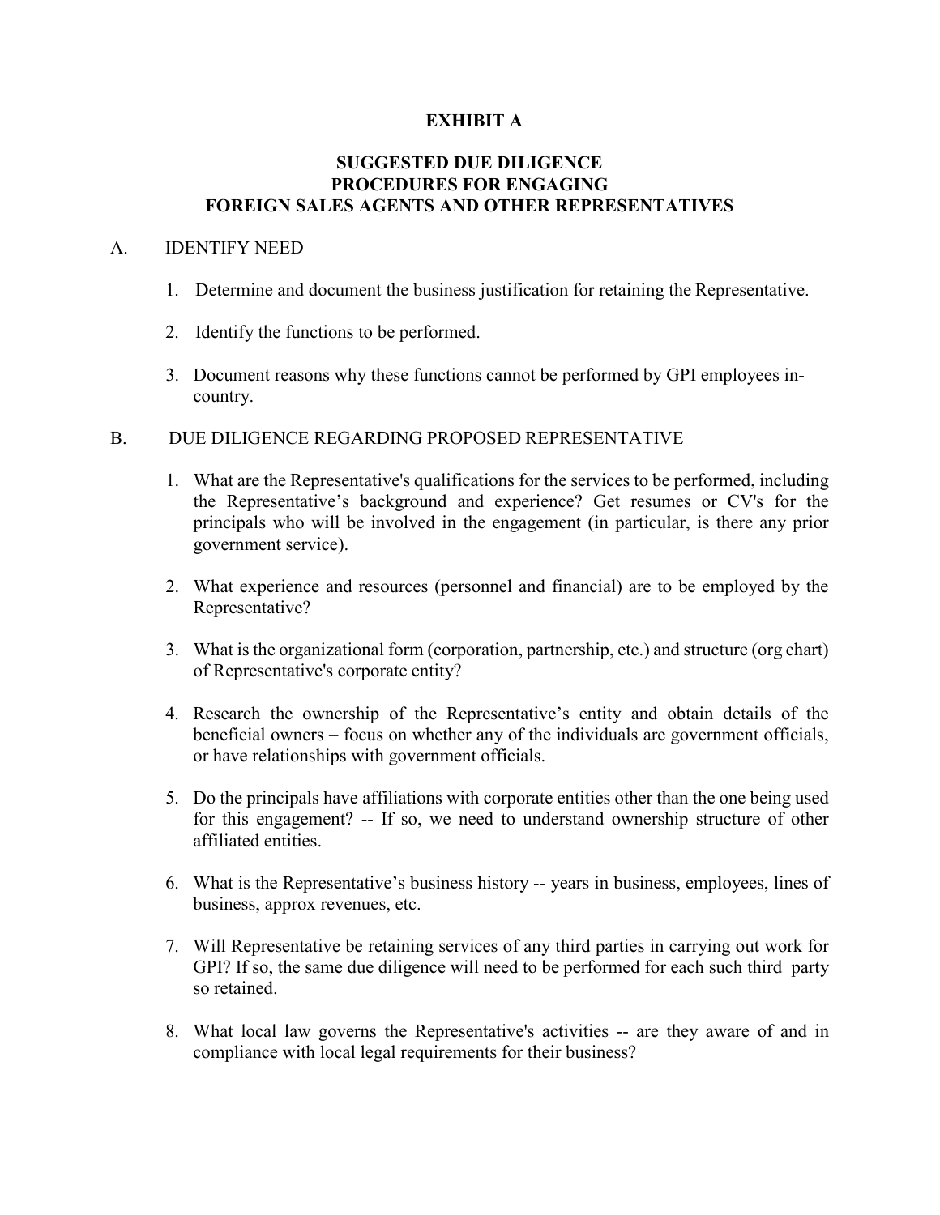# EXHIBIT A

## SUGGESTED DUE DILIGENCE PROCEDURES FOR ENGAGING FOREIGN SALES AGENTS AND OTHER REPRESENTATIVES

A. IDENTIFY NEED

1. Determine and document the business justification for retaining the Representative.
2. Identify the functions to be performed.
3. Document reasons why these functions cannot be performed by GPI employees in-country.

B. DUE DILIGENCE REGARDING PROPOSED REPRESENTATIVE

1. What are the Representative's qualifications for the services to be performed, including the Representative's background and experience? Get resumes or CV's for the principals who will be involved in the engagement (in particular, is there any prior government service).
2. What experience and resources (personnel and financial) are to be employed by the Representative?
3. What is the organizational form (corporation, partnership, etc.) and structure (org chart) of Representative's corporate entity?
4. Research the ownership of the Representative's entity and obtain details of the beneficial owners – focus on whether any of the individuals are government officials, or have relationships with government officials.
5. Do the principals have affiliations with corporate entities other than the one being used for this engagement? -- If so, we need to understand ownership structure of other affiliated entities.
6. What is the Representative's business history -- years in business, employees, lines of business, approx revenues, etc.
7. Will Representative be retaining services of any third parties in carrying out work for GPI? If so, the same due diligence will need to be performed for each such third party so retained.
8. What local law governs the Representative's activities -- are they aware of and in compliance with local legal requirements for their business?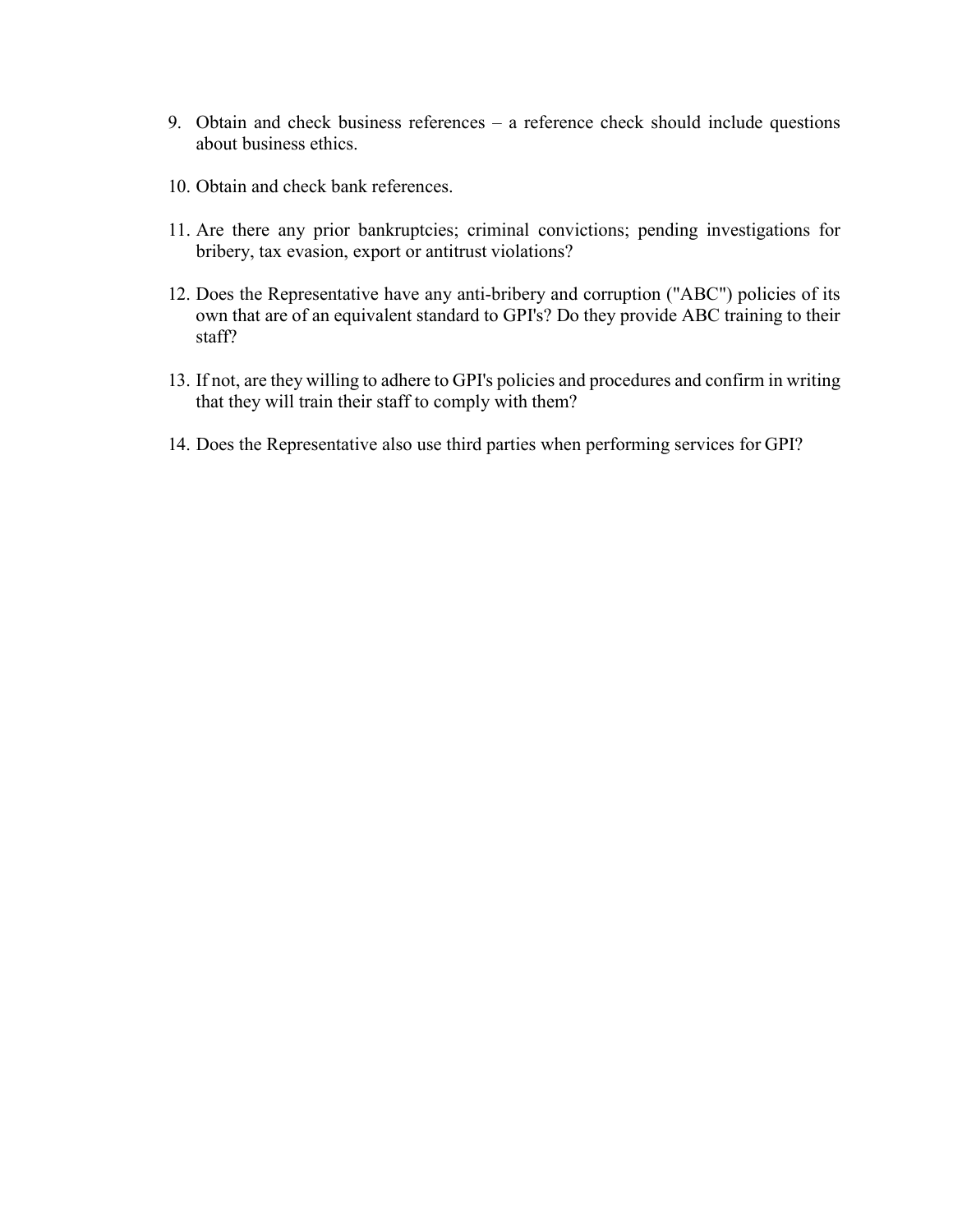9. Obtain and check business references – a reference check should include questions about business ethics.

10. Obtain and check bank references.

11. Are there any prior bankruptcies; criminal convictions; pending investigations for bribery, tax evasion, export or antitrust violations?

12. Does the Representative have any anti-bribery and corruption ("ABC") policies of its own that are of an equivalent standard to GPI's? Do they provide ABC training to their staff?

13. If not, are they willing to adhere to GPI's policies and procedures and confirm in writing that they will train their staff to comply with them?

14. Does the Representative also use third parties when performing services for GPI?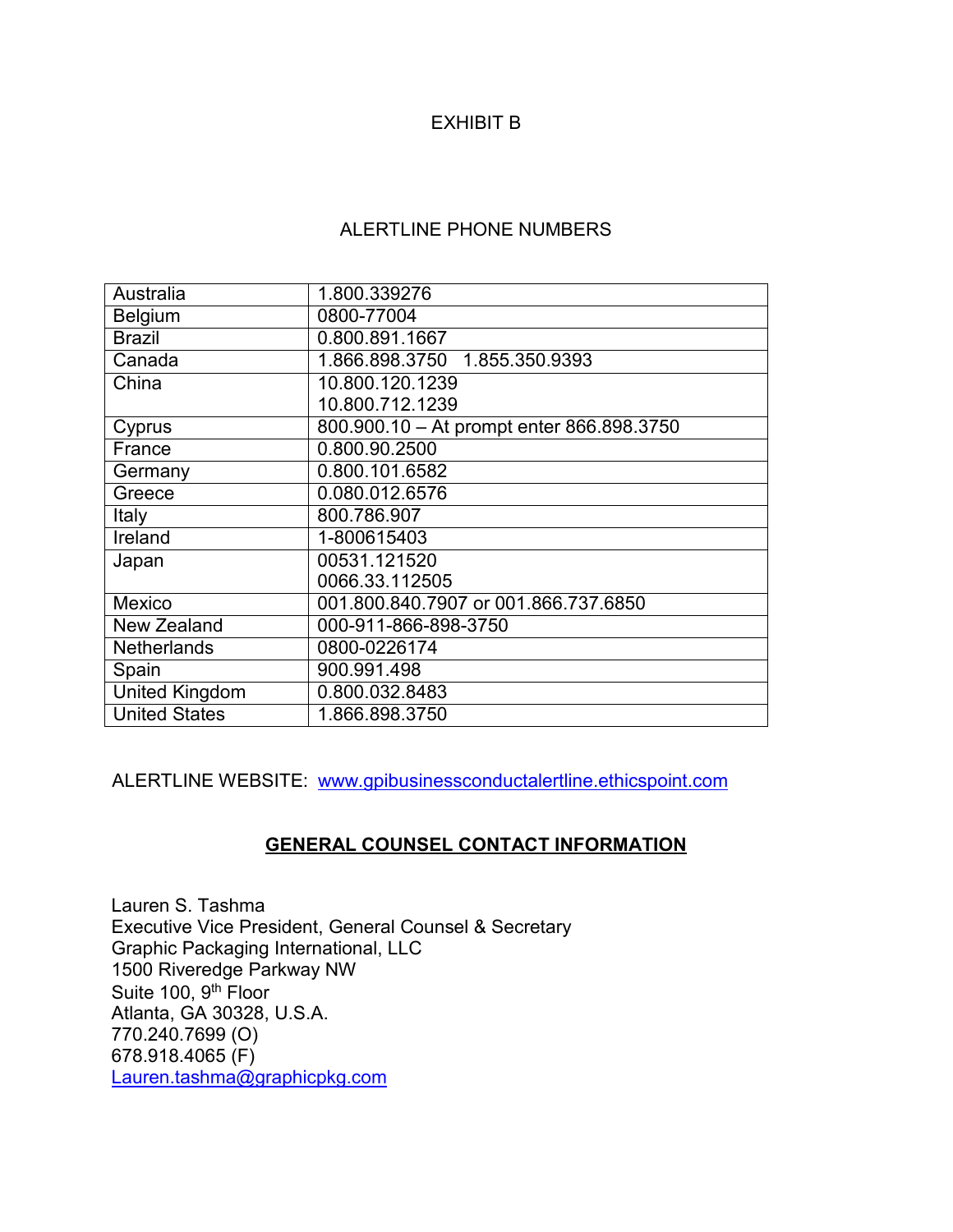# EXHIBIT B

## ALERTLINE PHONE NUMBERS

| | |
|---|---|
| Australia | 1.800.339276 |
| Belgium | 0800-77004 |
| Brazil | 0.800.891.1667 |
| Canada | 1.866.898.3750   1.855.350.9393 |
| China | 10.800.120.1239<br>10.800.712.1239 |
| Cyprus | 800.900.10 – At prompt enter 866.898.3750 |
| France | 0.800.90.2500 |
| Germany | 0.800.101.6582 |
| Greece | 0.080.012.6576 |
| Italy | 800.786.907 |
| Ireland | 1-800615403 |
| Japan | 00531.121520<br>0066.33.112505 |
| Mexico | 001.800.840.7907 or 001.866.737.6850 |
| New Zealand | 000-911-866-898-3750 |
| Netherlands | 0800-0226174 |
| Spain | 900.991.498 |
| United Kingdom | 0.800.032.8483 |
| United States | 1.866.898.3750 |

ALERTLINE WEBSITE: www.gpibusinessconductalertline.ethicspoint.com

## GENERAL COUNSEL CONTACT INFORMATION

Lauren S. Tashma
Executive Vice President, General Counsel & Secretary
Graphic Packaging International, LLC
1500 Riveredge Parkway NW
Suite 100, 9th Floor
Atlanta, GA 30328, U.S.A.
770.240.7699 (O)
678.918.4065 (F)
Lauren.tashma@graphicpkg.com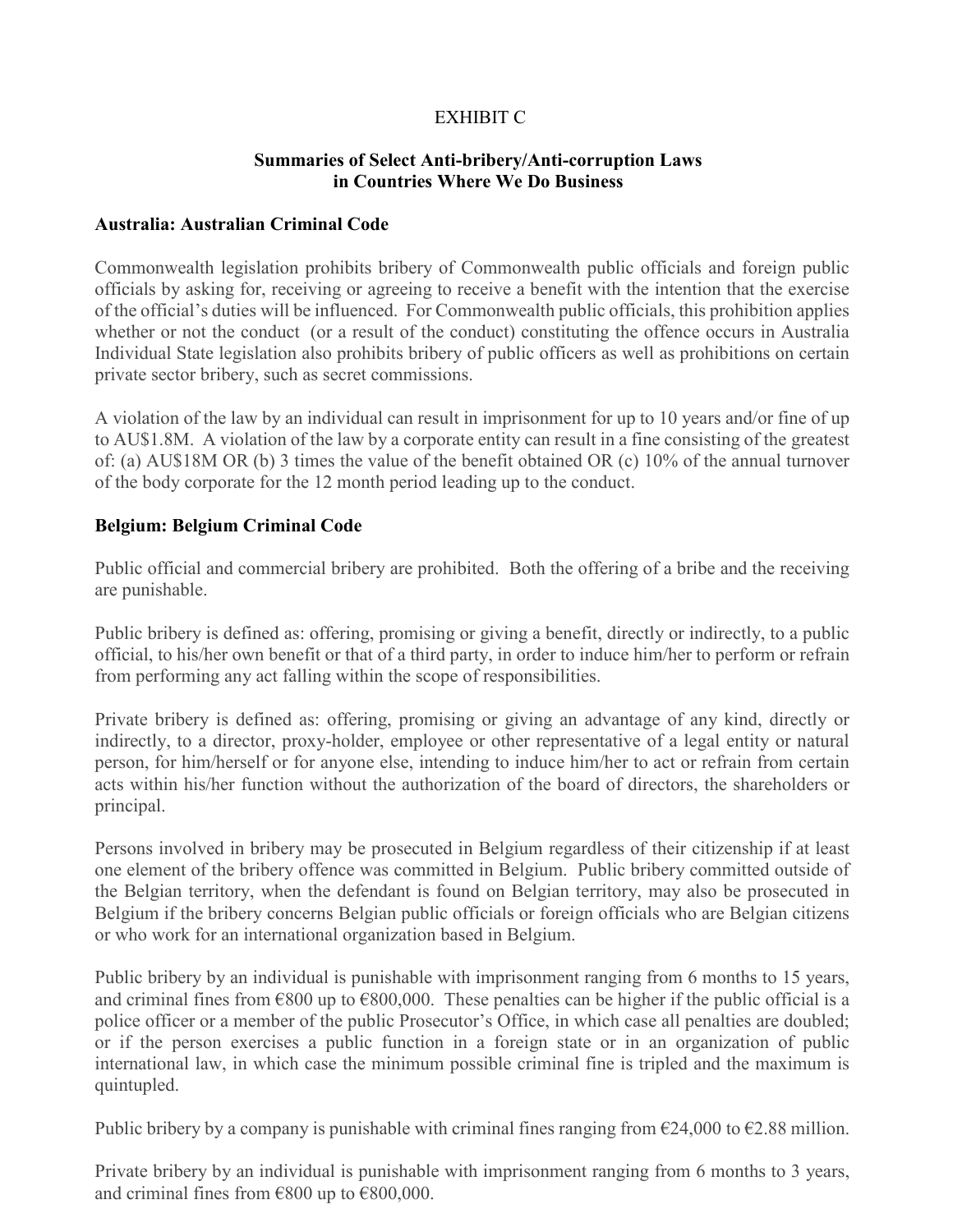# EXHIBIT C

## Summaries of Select Anti-bribery/Anti-corruption Laws in Countries Where We Do Business

### Australia: Australian Criminal Code

Commonwealth legislation prohibits bribery of Commonwealth public officials and foreign public officials by asking for, receiving or agreeing to receive a benefit with the intention that the exercise of the official's duties will be influenced. For Commonwealth public officials, this prohibition applies whether or not the conduct (or a result of the conduct) constituting the offence occurs in Australia Individual State legislation also prohibits bribery of public officers as well as prohibitions on certain private sector bribery, such as secret commissions.

A violation of the law by an individual can result in imprisonment for up to 10 years and/or fine of up to AU$1.8M. A violation of the law by a corporate entity can result in a fine consisting of the greatest of: (a) AU$18M OR (b) 3 times the value of the benefit obtained OR (c) 10% of the annual turnover of the body corporate for the 12 month period leading up to the conduct.

### Belgium: Belgium Criminal Code

Public official and commercial bribery are prohibited. Both the offering of a bribe and the receiving are punishable.

Public bribery is defined as: offering, promising or giving a benefit, directly or indirectly, to a public official, to his/her own benefit or that of a third party, in order to induce him/her to perform or refrain from performing any act falling within the scope of responsibilities.

Private bribery is defined as: offering, promising or giving an advantage of any kind, directly or indirectly, to a director, proxy-holder, employee or other representative of a legal entity or natural person, for him/herself or for anyone else, intending to induce him/her to act or refrain from certain acts within his/her function without the authorization of the board of directors, the shareholders or principal.

Persons involved in bribery may be prosecuted in Belgium regardless of their citizenship if at least one element of the bribery offence was committed in Belgium. Public bribery committed outside of the Belgian territory, when the defendant is found on Belgian territory, may also be prosecuted in Belgium if the bribery concerns Belgian public officials or foreign officials who are Belgian citizens or who work for an international organization based in Belgium.

Public bribery by an individual is punishable with imprisonment ranging from 6 months to 15 years, and criminal fines from €800 up to €800,000. These penalties can be higher if the public official is a police officer or a member of the public Prosecutor's Office, in which case all penalties are doubled; or if the person exercises a public function in a foreign state or in an organization of public international law, in which case the minimum possible criminal fine is tripled and the maximum is quintupled.

Public bribery by a company is punishable with criminal fines ranging from €24,000 to €2.88 million.

Private bribery by an individual is punishable with imprisonment ranging from 6 months to 3 years, and criminal fines from €800 up to €800,000.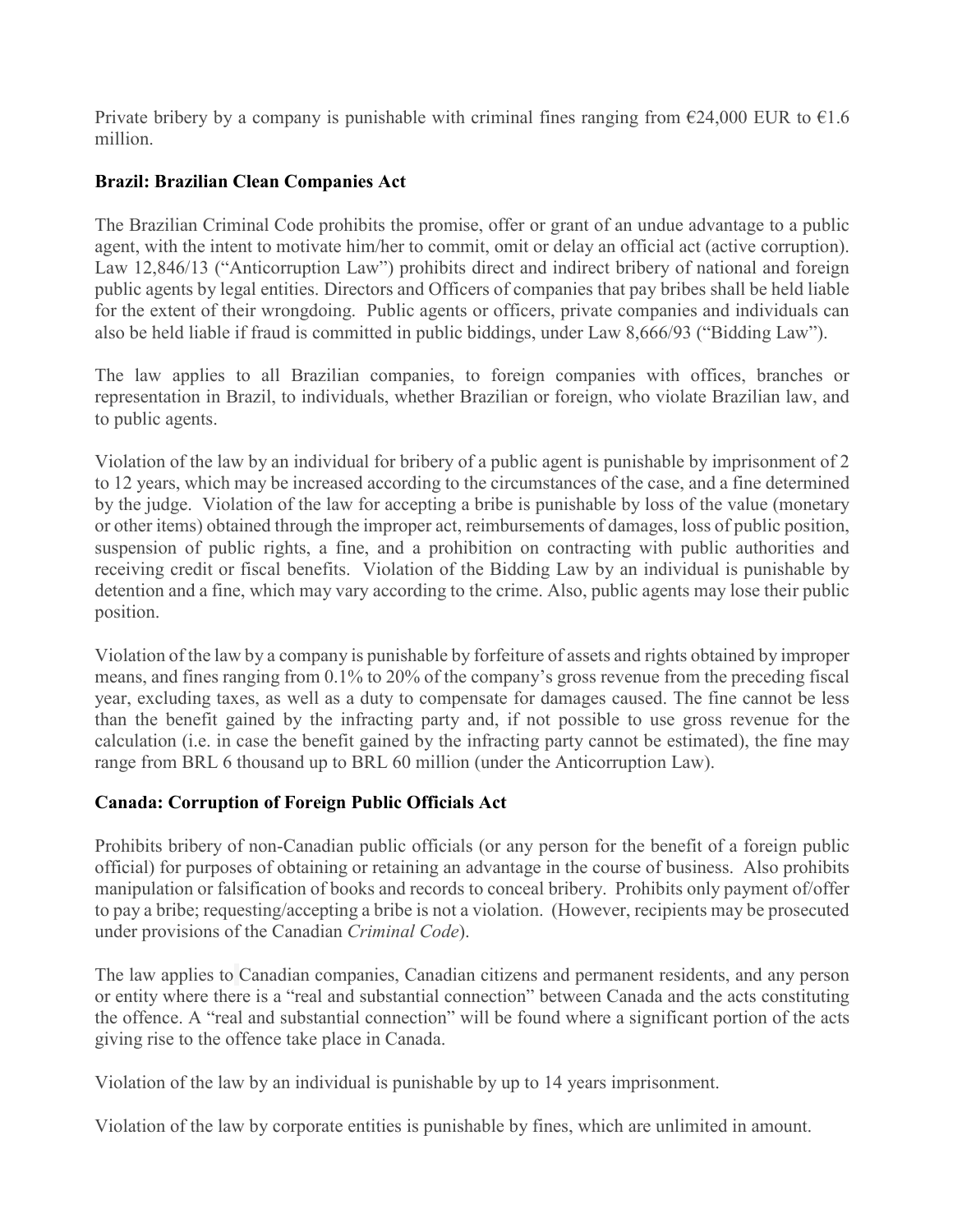Private bribery by a company is punishable with criminal fines ranging from €24,000 EUR to €1.6 million.

**Brazil: Brazilian Clean Companies Act**

The Brazilian Criminal Code prohibits the promise, offer or grant of an undue advantage to a public agent, with the intent to motivate him/her to commit, omit or delay an official act (active corruption). Law 12,846/13 ("Anticorruption Law") prohibits direct and indirect bribery of national and foreign public agents by legal entities. Directors and Officers of companies that pay bribes shall be held liable for the extent of their wrongdoing. Public agents or officers, private companies and individuals can also be held liable if fraud is committed in public biddings, under Law 8,666/93 ("Bidding Law").

The law applies to all Brazilian companies, to foreign companies with offices, branches or representation in Brazil, to individuals, whether Brazilian or foreign, who violate Brazilian law, and to public agents.

Violation of the law by an individual for bribery of a public agent is punishable by imprisonment of 2 to 12 years, which may be increased according to the circumstances of the case, and a fine determined by the judge. Violation of the law for accepting a bribe is punishable by loss of the value (monetary or other items) obtained through the improper act, reimbursements of damages, loss of public position, suspension of public rights, a fine, and a prohibition on contracting with public authorities and receiving credit or fiscal benefits. Violation of the Bidding Law by an individual is punishable by detention and a fine, which may vary according to the crime. Also, public agents may lose their public position.

Violation of the law by a company is punishable by forfeiture of assets and rights obtained by improper means, and fines ranging from 0.1% to 20% of the company's gross revenue from the preceding fiscal year, excluding taxes, as well as a duty to compensate for damages caused. The fine cannot be less than the benefit gained by the infracting party and, if not possible to use gross revenue for the calculation (i.e. in case the benefit gained by the infracting party cannot be estimated), the fine may range from BRL 6 thousand up to BRL 60 million (under the Anticorruption Law).

**Canada: Corruption of Foreign Public Officials Act**

Prohibits bribery of non-Canadian public officials (or any person for the benefit of a foreign public official) for purposes of obtaining or retaining an advantage in the course of business. Also prohibits manipulation or falsification of books and records to conceal bribery. Prohibits only payment of/offer to pay a bribe; requesting/accepting a bribe is not a violation. (However, recipients may be prosecuted under provisions of the Canadian *Criminal Code*).

The law applies to Canadian companies, Canadian citizens and permanent residents, and any person or entity where there is a "real and substantial connection" between Canada and the acts constituting the offence. A "real and substantial connection" will be found where a significant portion of the acts giving rise to the offence take place in Canada.

Violation of the law by an individual is punishable by up to 14 years imprisonment.

Violation of the law by corporate entities is punishable by fines, which are unlimited in amount.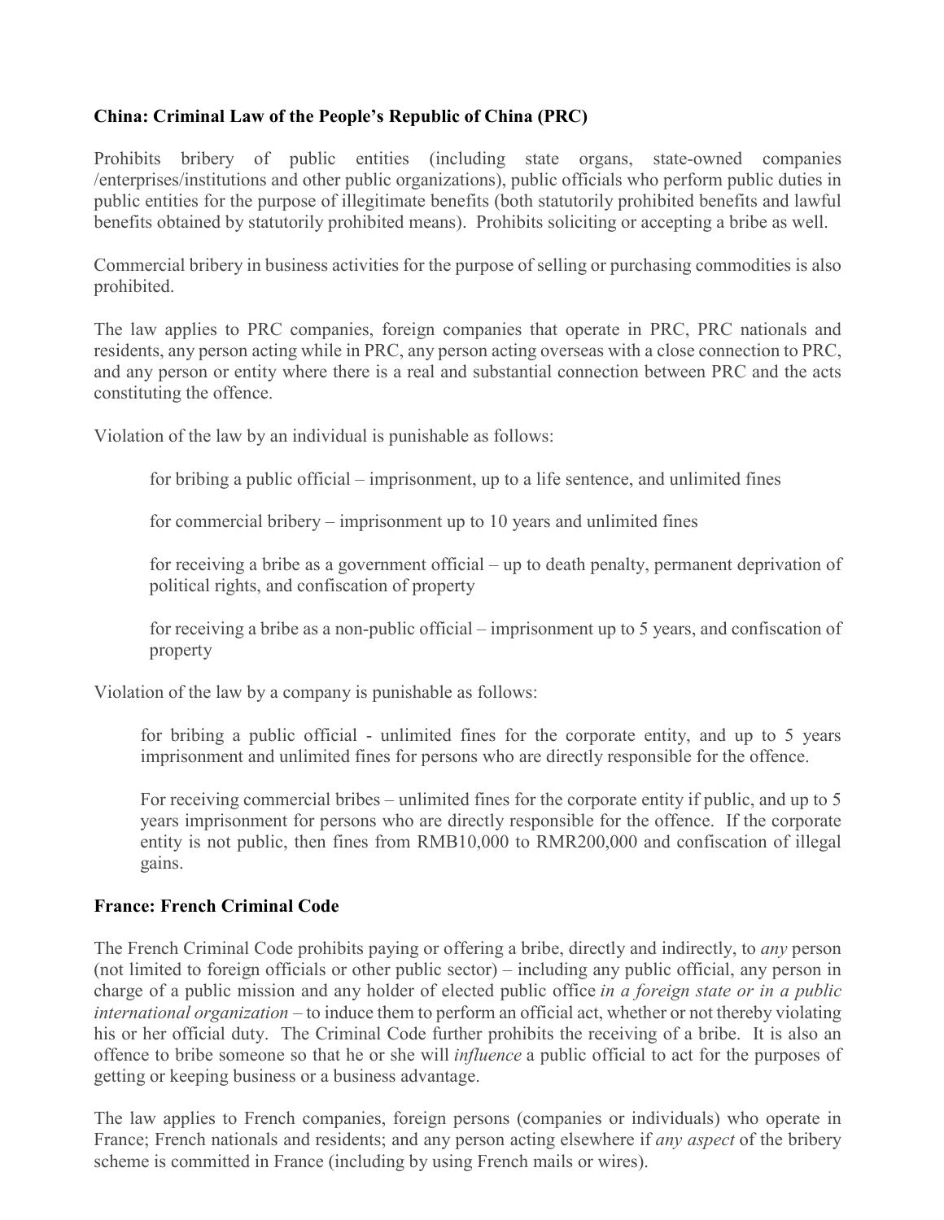**China: Criminal Law of the People's Republic of China (PRC)**

Prohibits bribery of public entities (including state organs, state-owned companies /enterprises/institutions and other public organizations), public officials who perform public duties in public entities for the purpose of illegitimate benefits (both statutorily prohibited benefits and lawful benefits obtained by statutorily prohibited means). Prohibits soliciting or accepting a bribe as well.

Commercial bribery in business activities for the purpose of selling or purchasing commodities is also prohibited.

The law applies to PRC companies, foreign companies that operate in PRC, PRC nationals and residents, any person acting while in PRC, any person acting overseas with a close connection to PRC, and any person or entity where there is a real and substantial connection between PRC and the acts constituting the offence.

Violation of the law by an individual is punishable as follows:

> for bribing a public official – imprisonment, up to a life sentence, and unlimited fines
>
> for commercial bribery – imprisonment up to 10 years and unlimited fines
>
> for receiving a bribe as a government official – up to death penalty, permanent deprivation of political rights, and confiscation of property
>
> for receiving a bribe as a non-public official – imprisonment up to 5 years, and confiscation of property

Violation of the law by a company is punishable as follows:

> for bribing a public official - unlimited fines for the corporate entity, and up to 5 years imprisonment and unlimited fines for persons who are directly responsible for the offence.
>
> For receiving commercial bribes – unlimited fines for the corporate entity if public, and up to 5 years imprisonment for persons who are directly responsible for the offence. If the corporate entity is not public, then fines from RMB10,000 to RMR200,000 and confiscation of illegal gains.

**France: French Criminal Code**

The French Criminal Code prohibits paying or offering a bribe, directly and indirectly, to *any* person (not limited to foreign officials or other public sector) – including any public official, any person in charge of a public mission and any holder of elected public office *in a foreign state or in a public international organization* – to induce them to perform an official act, whether or not thereby violating his or her official duty. The Criminal Code further prohibits the receiving of a bribe. It is also an offence to bribe someone so that he or she will *influence* a public official to act for the purposes of getting or keeping business or a business advantage.

The law applies to French companies, foreign persons (companies or individuals) who operate in France; French nationals and residents; and any person acting elsewhere if *any aspect* of the bribery scheme is committed in France (including by using French mails or wires).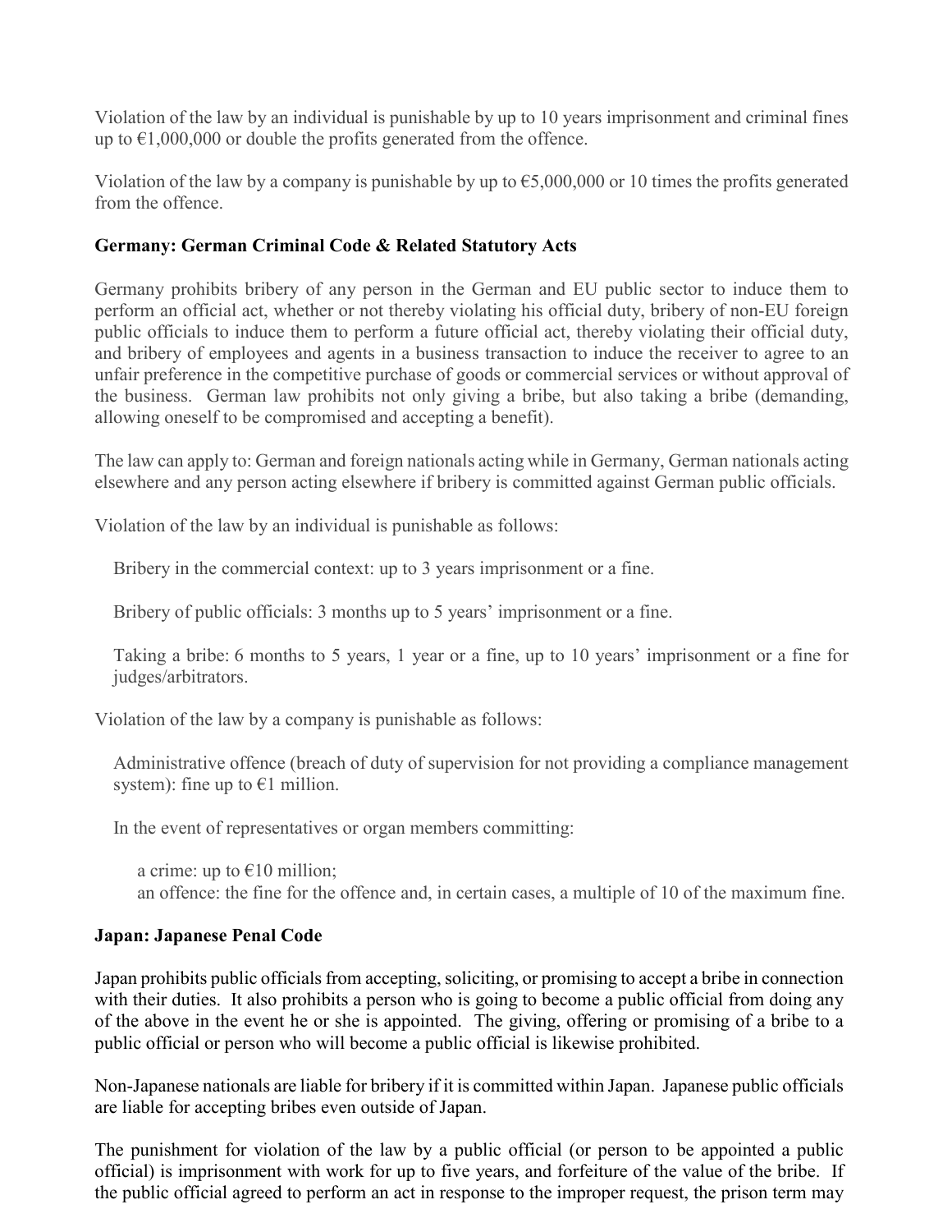Violation of the law by an individual is punishable by up to 10 years imprisonment and criminal fines up to €1,000,000 or double the profits generated from the offence.

Violation of the law by a company is punishable by up to €5,000,000 or 10 times the profits generated from the offence.

**Germany: German Criminal Code & Related Statutory Acts**

Germany prohibits bribery of any person in the German and EU public sector to induce them to perform an official act, whether or not thereby violating his official duty, bribery of non-EU foreign public officials to induce them to perform a future official act, thereby violating their official duty, and bribery of employees and agents in a business transaction to induce the receiver to agree to an unfair preference in the competitive purchase of goods or commercial services or without approval of the business. German law prohibits not only giving a bribe, but also taking a bribe (demanding, allowing oneself to be compromised and accepting a benefit).

The law can apply to: German and foreign nationals acting while in Germany, German nationals acting elsewhere and any person acting elsewhere if bribery is committed against German public officials.

Violation of the law by an individual is punishable as follows:

Bribery in the commercial context: up to 3 years imprisonment or a fine.

Bribery of public officials: 3 months up to 5 years' imprisonment or a fine.

Taking a bribe: 6 months to 5 years, 1 year or a fine, up to 10 years' imprisonment or a fine for judges/arbitrators.

Violation of the law by a company is punishable as follows:

Administrative offence (breach of duty of supervision for not providing a compliance management system): fine up to €1 million.

In the event of representatives or organ members committing:

a crime: up to €10 million;
an offence: the fine for the offence and, in certain cases, a multiple of 10 of the maximum fine.

**Japan: Japanese Penal Code**

Japan prohibits public officials from accepting, soliciting, or promising to accept a bribe in connection with their duties. It also prohibits a person who is going to become a public official from doing any of the above in the event he or she is appointed. The giving, offering or promising of a bribe to a public official or person who will become a public official is likewise prohibited.

Non-Japanese nationals are liable for bribery if it is committed within Japan. Japanese public officials are liable for accepting bribes even outside of Japan.

The punishment for violation of the law by a public official (or person to be appointed a public official) is imprisonment with work for up to five years, and forfeiture of the value of the bribe. If the public official agreed to perform an act in response to the improper request, the prison term may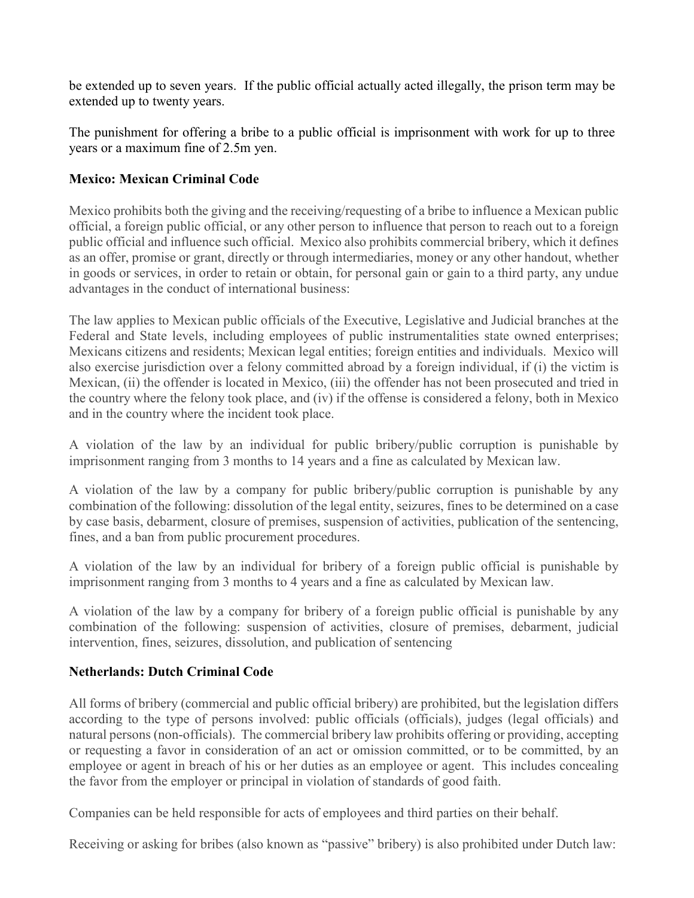be extended up to seven years. If the public official actually acted illegally, the prison term may be extended up to twenty years.

The punishment for offering a bribe to a public official is imprisonment with work for up to three years or a maximum fine of 2.5m yen.

**Mexico: Mexican Criminal Code**

Mexico prohibits both the giving and the receiving/requesting of a bribe to influence a Mexican public official, a foreign public official, or any other person to influence that person to reach out to a foreign public official and influence such official. Mexico also prohibits commercial bribery, which it defines as an offer, promise or grant, directly or through intermediaries, money or any other handout, whether in goods or services, in order to retain or obtain, for personal gain or gain to a third party, any undue advantages in the conduct of international business:

The law applies to Mexican public officials of the Executive, Legislative and Judicial branches at the Federal and State levels, including employees of public instrumentalities state owned enterprises; Mexicans citizens and residents; Mexican legal entities; foreign entities and individuals. Mexico will also exercise jurisdiction over a felony committed abroad by a foreign individual, if (i) the victim is Mexican, (ii) the offender is located in Mexico, (iii) the offender has not been prosecuted and tried in the country where the felony took place, and (iv) if the offense is considered a felony, both in Mexico and in the country where the incident took place.

A violation of the law by an individual for public bribery/public corruption is punishable by imprisonment ranging from 3 months to 14 years and a fine as calculated by Mexican law.

A violation of the law by a company for public bribery/public corruption is punishable by any combination of the following: dissolution of the legal entity, seizures, fines to be determined on a case by case basis, debarment, closure of premises, suspension of activities, publication of the sentencing, fines, and a ban from public procurement procedures.

A violation of the law by an individual for bribery of a foreign public official is punishable by imprisonment ranging from 3 months to 4 years and a fine as calculated by Mexican law.

A violation of the law by a company for bribery of a foreign public official is punishable by any combination of the following: suspension of activities, closure of premises, debarment, judicial intervention, fines, seizures, dissolution, and publication of sentencing

**Netherlands: Dutch Criminal Code**

All forms of bribery (commercial and public official bribery) are prohibited, but the legislation differs according to the type of persons involved: public officials (officials), judges (legal officials) and natural persons (non-officials). The commercial bribery law prohibits offering or providing, accepting or requesting a favor in consideration of an act or omission committed, or to be committed, by an employee or agent in breach of his or her duties as an employee or agent. This includes concealing the favor from the employer or principal in violation of standards of good faith.

Companies can be held responsible for acts of employees and third parties on their behalf.

Receiving or asking for bribes (also known as "passive" bribery) is also prohibited under Dutch law: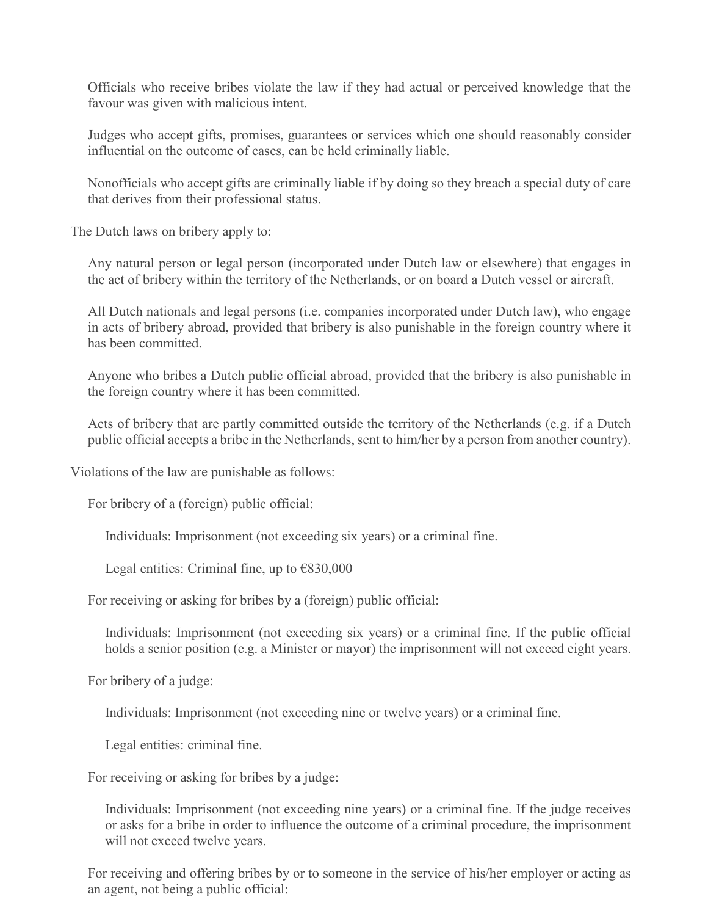Officials who receive bribes violate the law if they had actual or perceived knowledge that the favour was given with malicious intent.

Judges who accept gifts, promises, guarantees or services which one should reasonably consider influential on the outcome of cases, can be held criminally liable.

Nonofficials who accept gifts are criminally liable if by doing so they breach a special duty of care that derives from their professional status.

The Dutch laws on bribery apply to:

Any natural person or legal person (incorporated under Dutch law or elsewhere) that engages in the act of bribery within the territory of the Netherlands, or on board a Dutch vessel or aircraft.

All Dutch nationals and legal persons (i.e. companies incorporated under Dutch law), who engage in acts of bribery abroad, provided that bribery is also punishable in the foreign country where it has been committed.

Anyone who bribes a Dutch public official abroad, provided that the bribery is also punishable in the foreign country where it has been committed.

Acts of bribery that are partly committed outside the territory of the Netherlands (e.g. if a Dutch public official accepts a bribe in the Netherlands, sent to him/her by a person from another country).

Violations of the law are punishable as follows:

For bribery of a (foreign) public official:

Individuals: Imprisonment (not exceeding six years) or a criminal fine.

Legal entities: Criminal fine, up to €830,000

For receiving or asking for bribes by a (foreign) public official:

Individuals: Imprisonment (not exceeding six years) or a criminal fine. If the public official holds a senior position (e.g. a Minister or mayor) the imprisonment will not exceed eight years.

For bribery of a judge:

Individuals: Imprisonment (not exceeding nine or twelve years) or a criminal fine.

Legal entities: criminal fine.

For receiving or asking for bribes by a judge:

Individuals: Imprisonment (not exceeding nine years) or a criminal fine. If the judge receives or asks for a bribe in order to influence the outcome of a criminal procedure, the imprisonment will not exceed twelve years.

For receiving and offering bribes by or to someone in the service of his/her employer or acting as an agent, not being a public official: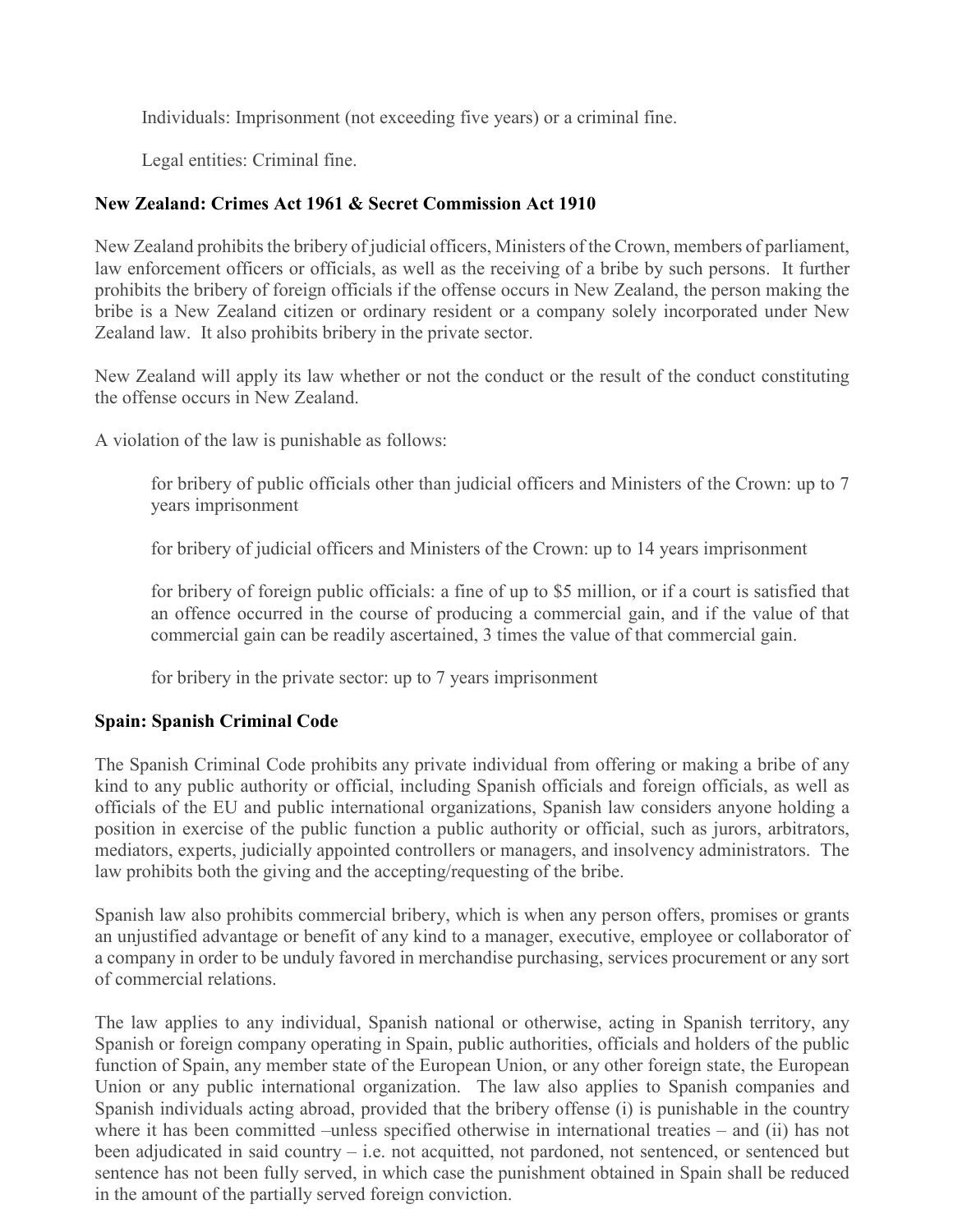Individuals: Imprisonment (not exceeding five years) or a criminal fine.

Legal entities: Criminal fine.

**New Zealand: Crimes Act 1961 & Secret Commission Act 1910**

New Zealand prohibits the bribery of judicial officers, Ministers of the Crown, members of parliament, law enforcement officers or officials, as well as the receiving of a bribe by such persons. It further prohibits the bribery of foreign officials if the offense occurs in New Zealand, the person making the bribe is a New Zealand citizen or ordinary resident or a company solely incorporated under New Zealand law. It also prohibits bribery in the private sector.

New Zealand will apply its law whether or not the conduct or the result of the conduct constituting the offense occurs in New Zealand.

A violation of the law is punishable as follows:

for bribery of public officials other than judicial officers and Ministers of the Crown: up to 7 years imprisonment

for bribery of judicial officers and Ministers of the Crown: up to 14 years imprisonment

for bribery of foreign public officials: a fine of up to $5 million, or if a court is satisfied that an offence occurred in the course of producing a commercial gain, and if the value of that commercial gain can be readily ascertained, 3 times the value of that commercial gain.

for bribery in the private sector: up to 7 years imprisonment

**Spain: Spanish Criminal Code**

The Spanish Criminal Code prohibits any private individual from offering or making a bribe of any kind to any public authority or official, including Spanish officials and foreign officials, as well as officials of the EU and public international organizations, Spanish law considers anyone holding a position in exercise of the public function a public authority or official, such as jurors, arbitrators, mediators, experts, judicially appointed controllers or managers, and insolvency administrators. The law prohibits both the giving and the accepting/requesting of the bribe.

Spanish law also prohibits commercial bribery, which is when any person offers, promises or grants an unjustified advantage or benefit of any kind to a manager, executive, employee or collaborator of a company in order to be unduly favored in merchandise purchasing, services procurement or any sort of commercial relations.

The law applies to any individual, Spanish national or otherwise, acting in Spanish territory, any Spanish or foreign company operating in Spain, public authorities, officials and holders of the public function of Spain, any member state of the European Union, or any other foreign state, the European Union or any public international organization. The law also applies to Spanish companies and Spanish individuals acting abroad, provided that the bribery offense (i) is punishable in the country where it has been committed –unless specified otherwise in international treaties – and (ii) has not been adjudicated in said country – i.e. not acquitted, not pardoned, not sentenced, or sentenced but sentence has not been fully served, in which case the punishment obtained in Spain shall be reduced in the amount of the partially served foreign conviction.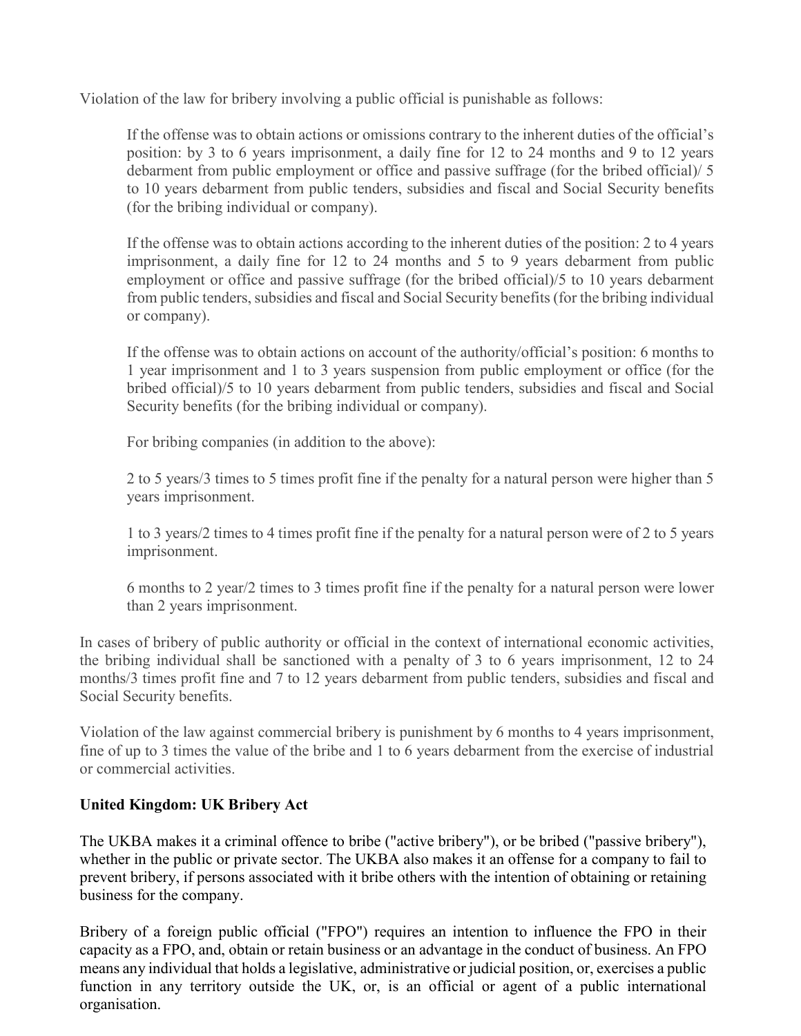Violation of the law for bribery involving a public official is punishable as follows:

> If the offense was to obtain actions or omissions contrary to the inherent duties of the official's position: by 3 to 6 years imprisonment, a daily fine for 12 to 24 months and 9 to 12 years debarment from public employment or office and passive suffrage (for the bribed official)/ 5 to 10 years debarment from public tenders, subsidies and fiscal and Social Security benefits (for the bribing individual or company).
>
> If the offense was to obtain actions according to the inherent duties of the position: 2 to 4 years imprisonment, a daily fine for 12 to 24 months and 5 to 9 years debarment from public employment or office and passive suffrage (for the bribed official)/5 to 10 years debarment from public tenders, subsidies and fiscal and Social Security benefits (for the bribing individual or company).
>
> If the offense was to obtain actions on account of the authority/official's position: 6 months to 1 year imprisonment and 1 to 3 years suspension from public employment or office (for the bribed official)/5 to 10 years debarment from public tenders, subsidies and fiscal and Social Security benefits (for the bribing individual or company).
>
> For bribing companies (in addition to the above):
>
> 2 to 5 years/3 times to 5 times profit fine if the penalty for a natural person were higher than 5 years imprisonment.
>
> 1 to 3 years/2 times to 4 times profit fine if the penalty for a natural person were of 2 to 5 years imprisonment.
>
> 6 months to 2 year/2 times to 3 times profit fine if the penalty for a natural person were lower than 2 years imprisonment.

In cases of bribery of public authority or official in the context of international economic activities, the bribing individual shall be sanctioned with a penalty of 3 to 6 years imprisonment, 12 to 24 months/3 times profit fine and 7 to 12 years debarment from public tenders, subsidies and fiscal and Social Security benefits.

Violation of the law against commercial bribery is punishment by 6 months to 4 years imprisonment, fine of up to 3 times the value of the bribe and 1 to 6 years debarment from the exercise of industrial or commercial activities.

**United Kingdom: UK Bribery Act**

The UKBA makes it a criminal offence to bribe ("active bribery"), or be bribed ("passive bribery"), whether in the public or private sector. The UKBA also makes it an offense for a company to fail to prevent bribery, if persons associated with it bribe others with the intention of obtaining or retaining business for the company.

Bribery of a foreign public official ("FPO") requires an intention to influence the FPO in their capacity as a FPO, and, obtain or retain business or an advantage in the conduct of business. An FPO means any individual that holds a legislative, administrative or judicial position, or, exercises a public function in any territory outside the UK, or, is an official or agent of a public international organisation.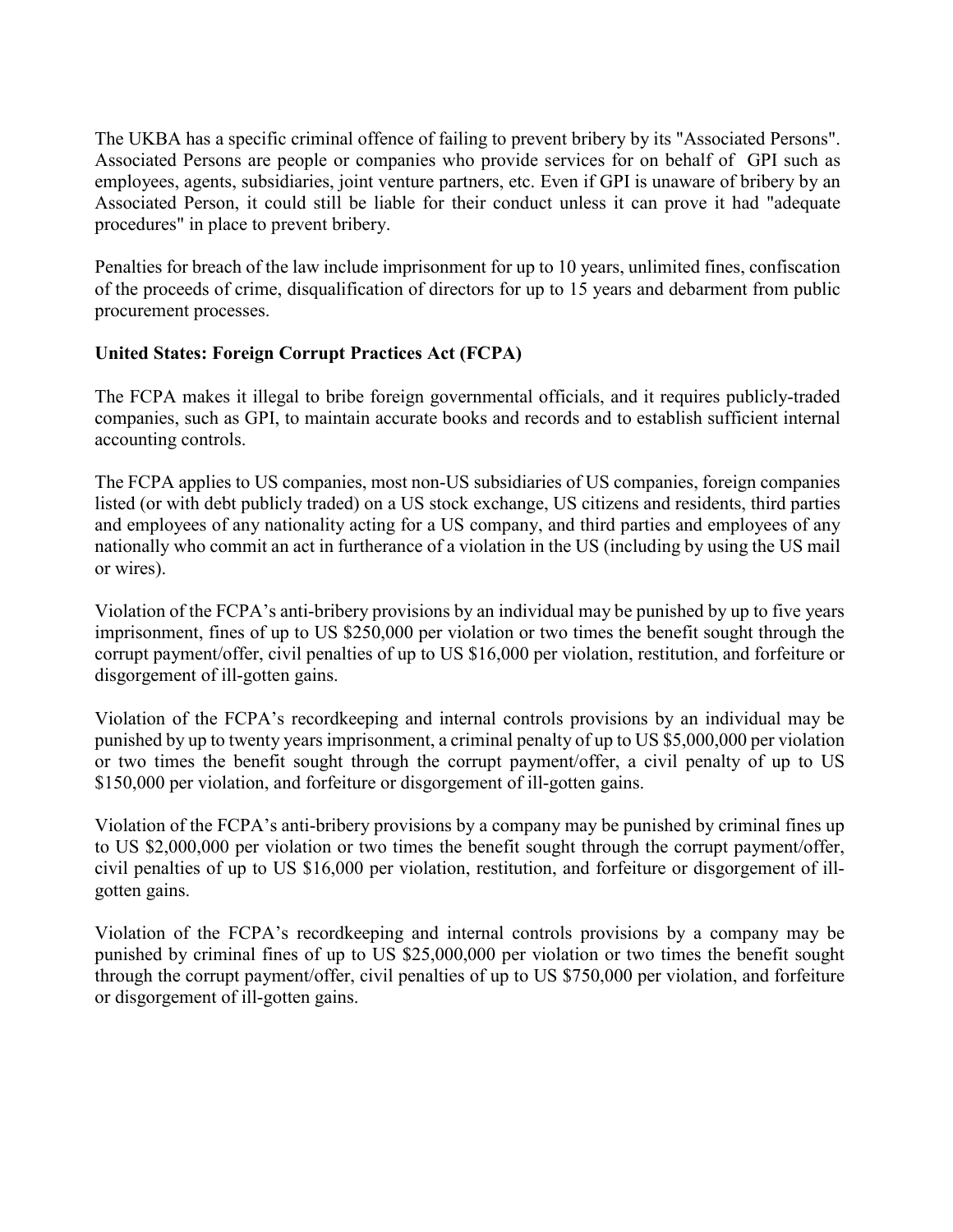The UKBA has a specific criminal offence of failing to prevent bribery by its "Associated Persons". Associated Persons are people or companies who provide services for on behalf of GPI such as employees, agents, subsidiaries, joint venture partners, etc. Even if GPI is unaware of bribery by an Associated Person, it could still be liable for their conduct unless it can prove it had "adequate procedures" in place to prevent bribery.

Penalties for breach of the law include imprisonment for up to 10 years, unlimited fines, confiscation of the proceeds of crime, disqualification of directors for up to 15 years and debarment from public procurement processes.

**United States: Foreign Corrupt Practices Act (FCPA)**

The FCPA makes it illegal to bribe foreign governmental officials, and it requires publicly-traded companies, such as GPI, to maintain accurate books and records and to establish sufficient internal accounting controls.

The FCPA applies to US companies, most non-US subsidiaries of US companies, foreign companies listed (or with debt publicly traded) on a US stock exchange, US citizens and residents, third parties and employees of any nationality acting for a US company, and third parties and employees of any nationally who commit an act in furtherance of a violation in the US (including by using the US mail or wires).

Violation of the FCPA's anti-bribery provisions by an individual may be punished by up to five years imprisonment, fines of up to US $250,000 per violation or two times the benefit sought through the corrupt payment/offer, civil penalties of up to US $16,000 per violation, restitution, and forfeiture or disgorgement of ill-gotten gains.

Violation of the FCPA's recordkeeping and internal controls provisions by an individual may be punished by up to twenty years imprisonment, a criminal penalty of up to US $5,000,000 per violation or two times the benefit sought through the corrupt payment/offer, a civil penalty of up to US $150,000 per violation, and forfeiture or disgorgement of ill-gotten gains.

Violation of the FCPA's anti-bribery provisions by a company may be punished by criminal fines up to US $2,000,000 per violation or two times the benefit sought through the corrupt payment/offer, civil penalties of up to US $16,000 per violation, restitution, and forfeiture or disgorgement of ill-gotten gains.

Violation of the FCPA's recordkeeping and internal controls provisions by a company may be punished by criminal fines of up to US $25,000,000 per violation or two times the benefit sought through the corrupt payment/offer, civil penalties of up to US $750,000 per violation, and forfeiture or disgorgement of ill-gotten gains.